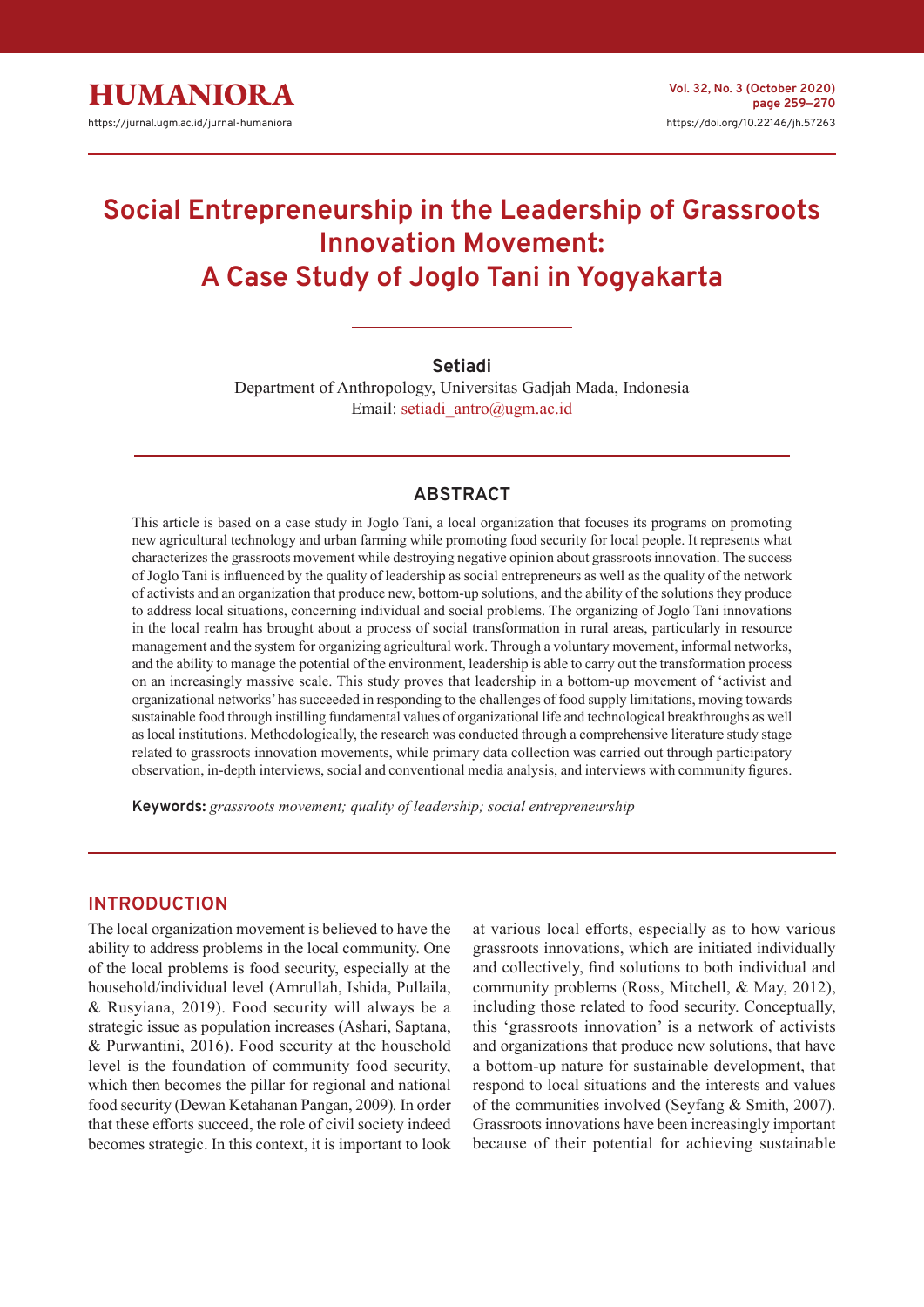# Social Entrepreneurship in the Leadership of Grassroots Innovation Movement: A Case Study of Joglo Tani in Yogyakarta

**Setiadi**

Department of Anthropology, Universitas Gadjah Mada, Indonesia
Email: setiadi_antro@ugm.ac.id

## ABSTRACT

This article is based on a case study in Joglo Tani, a local organization that focuses its programs on promoting new agricultural technology and urban farming while promoting food security for local people. It represents what characterizes the grassroots movement while destroying negative opinion about grassroots innovation. The success of Joglo Tani is influenced by the quality of leadership as social entrepreneurs as well as the quality of the network of activists and an organization that produce new, bottom-up solutions, and the ability of the solutions they produce to address local situations, concerning individual and social problems. The organizing of Joglo Tani innovations in the local realm has brought about a process of social transformation in rural areas, particularly in resource management and the system for organizing agricultural work. Through a voluntary movement, informal networks, and the ability to manage the potential of the environment, leadership is able to carry out the transformation process on an increasingly massive scale. This study proves that leadership in a bottom-up movement of 'activist and organizational networks' has succeeded in responding to the challenges of food supply limitations, moving towards sustainable food through instilling fundamental values of organizational life and technological breakthroughs as well as local institutions. Methodologically, the research was conducted through a comprehensive literature study stage related to grassroots innovation movements, while primary data collection was carried out through participatory observation, in-depth interviews, social and conventional media analysis, and interviews with community figures.

**Keywords:** *grassroots movement; quality of leadership; social entrepreneurship*

## INTRODUCTION

The local organization movement is believed to have the ability to address problems in the local community. One of the local problems is food security, especially at the household/individual level (Amrullah, Ishida, Pullaila, & Rusyiana, 2019). Food security will always be a strategic issue as population increases (Ashari, Saptana, & Purwantini, 2016). Food security at the household level is the foundation of community food security, which then becomes the pillar for regional and national food security (Dewan Ketahanan Pangan, 2009). In order that these efforts succeed, the role of civil society indeed becomes strategic. In this context, it is important to look at various local efforts, especially as to how various grassroots innovations, which are initiated individually and collectively, find solutions to both individual and community problems (Ross, Mitchell, & May, 2012), including those related to food security. Conceptually, this 'grassroots innovation' is a network of activists and organizations that produce new solutions, that have a bottom-up nature for sustainable development, that respond to local situations and the interests and values of the communities involved (Seyfang & Smith, 2007). Grassroots innovations have been increasingly important because of their potential for achieving sustainable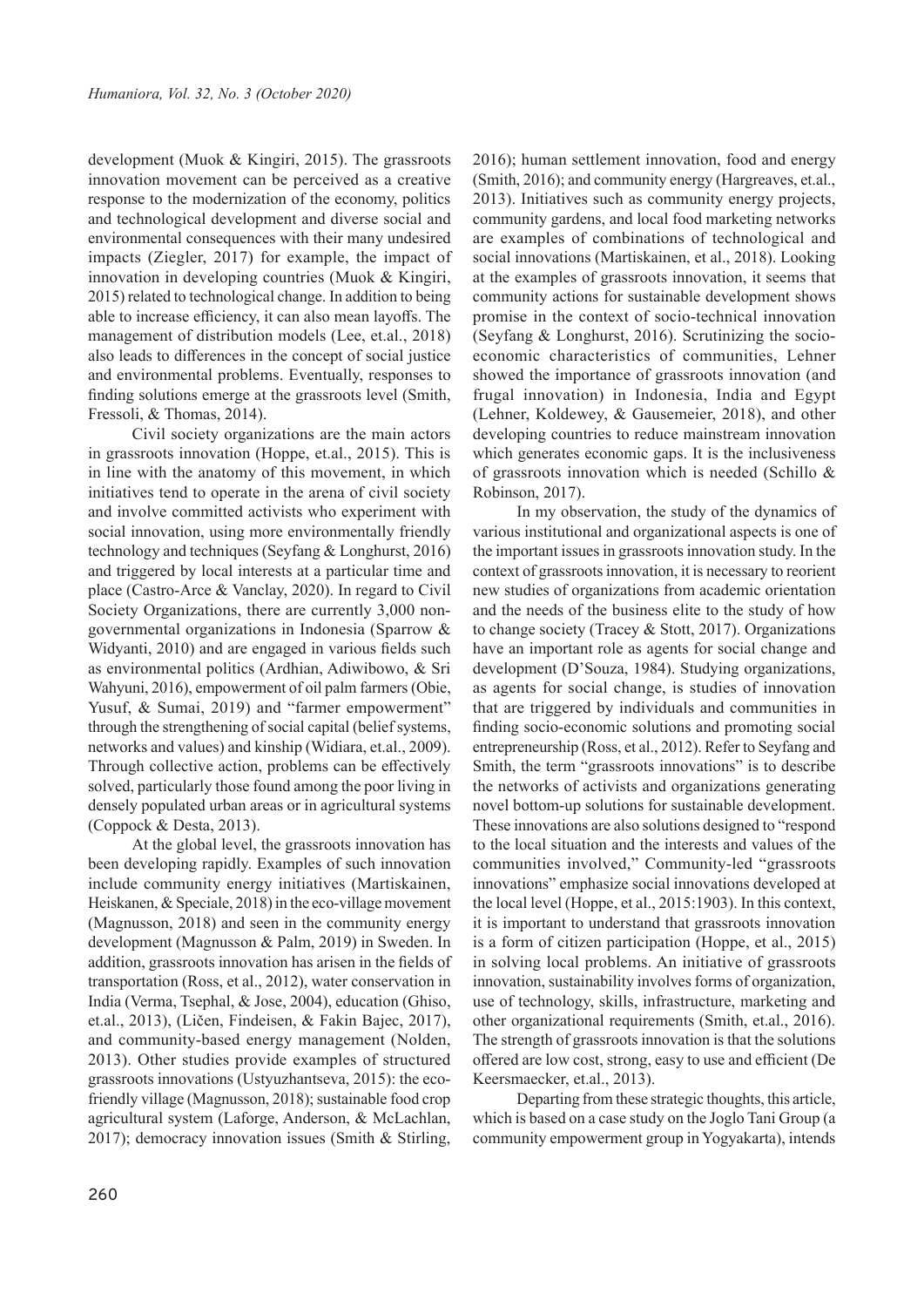development (Muok & Kingiri, 2015). The grassroots innovation movement can be perceived as a creative response to the modernization of the economy, politics and technological development and diverse social and environmental consequences with their many undesired impacts (Ziegler, 2017) for example, the impact of innovation in developing countries (Muok & Kingiri, 2015) related to technological change. In addition to being able to increase efficiency, it can also mean layoffs. The management of distribution models (Lee, et.al., 2018) also leads to differences in the concept of social justice and environmental problems. Eventually, responses to finding solutions emerge at the grassroots level (Smith, Fressoli, & Thomas, 2014).

Civil society organizations are the main actors in grassroots innovation (Hoppe, et.al., 2015). This is in line with the anatomy of this movement, in which initiatives tend to operate in the arena of civil society and involve committed activists who experiment with social innovation, using more environmentally friendly technology and techniques (Seyfang & Longhurst, 2016) and triggered by local interests at a particular time and place (Castro-Arce & Vanclay, 2020). In regard to Civil Society Organizations, there are currently 3,000 non-governmental organizations in Indonesia (Sparrow & Widyanti, 2010) and are engaged in various fields such as environmental politics (Ardhian, Adiwibowo, & Sri Wahyuni, 2016), empowerment of oil palm farmers (Obie, Yusuf, & Sumai, 2019) and "farmer empowerment" through the strengthening of social capital (belief systems, networks and values) and kinship (Widiara, et.al., 2009). Through collective action, problems can be effectively solved, particularly those found among the poor living in densely populated urban areas or in agricultural systems (Coppock & Desta, 2013).

At the global level, the grassroots innovation has been developing rapidly. Examples of such innovation include community energy initiatives (Martiskainen, Heiskanen, & Speciale, 2018) in the eco-village movement (Magnusson, 2018) and seen in the community energy development (Magnusson & Palm, 2019) in Sweden. In addition, grassroots innovation has arisen in the fields of transportation (Ross, et al., 2012), water conservation in India (Verma, Tsephal, & Jose, 2004), education (Ghiso, et.al., 2013), (Ličen, Findeisen, & Fakin Bajec, 2017), and community-based energy management (Nolden, 2013). Other studies provide examples of structured grassroots innovations (Ustyuzhantseva, 2015): the eco-friendly village (Magnusson, 2018); sustainable food crop agricultural system (Laforge, Anderson, & McLachlan, 2017); democracy innovation issues (Smith & Stirling, 2016); human settlement innovation, food and energy (Smith, 2016); and community energy (Hargreaves, et.al., 2013). Initiatives such as community energy projects, community gardens, and local food marketing networks are examples of combinations of technological and social innovations (Martiskainen, et al., 2018). Looking at the examples of grassroots innovation, it seems that community actions for sustainable development shows promise in the context of socio-technical innovation (Seyfang & Longhurst, 2016). Scrutinizing the socio-economic characteristics of communities, Lehner showed the importance of grassroots innovation (and frugal innovation) in Indonesia, India and Egypt (Lehner, Koldewey, & Gausemeier, 2018), and other developing countries to reduce mainstream innovation which generates economic gaps. It is the inclusiveness of grassroots innovation which is needed (Schillo & Robinson, 2017).

In my observation, the study of the dynamics of various institutional and organizational aspects is one of the important issues in grassroots innovation study. In the context of grassroots innovation, it is necessary to reorient new studies of organizations from academic orientation and the needs of the business elite to the study of how to change society (Tracey & Stott, 2017). Organizations have an important role as agents for social change and development (D'Souza, 1984). Studying organizations, as agents for social change, is studies of innovation that are triggered by individuals and communities in finding socio-economic solutions and promoting social entrepreneurship (Ross, et al., 2012). Refer to Seyfang and Smith, the term "grassroots innovations" is to describe the networks of activists and organizations generating novel bottom-up solutions for sustainable development. These innovations are also solutions designed to "respond to the local situation and the interests and values of the communities involved," Community-led "grassroots innovations" emphasize social innovations developed at the local level (Hoppe, et al., 2015:1903). In this context, it is important to understand that grassroots innovation is a form of citizen participation (Hoppe, et al., 2015) in solving local problems. An initiative of grassroots innovation, sustainability involves forms of organization, use of technology, skills, infrastructure, marketing and other organizational requirements (Smith, et.al., 2016). The strength of grassroots innovation is that the solutions offered are low cost, strong, easy to use and efficient (De Keersmaecker, et.al., 2013).

Departing from these strategic thoughts, this article, which is based on a case study on the Joglo Tani Group (a community empowerment group in Yogyakarta), intends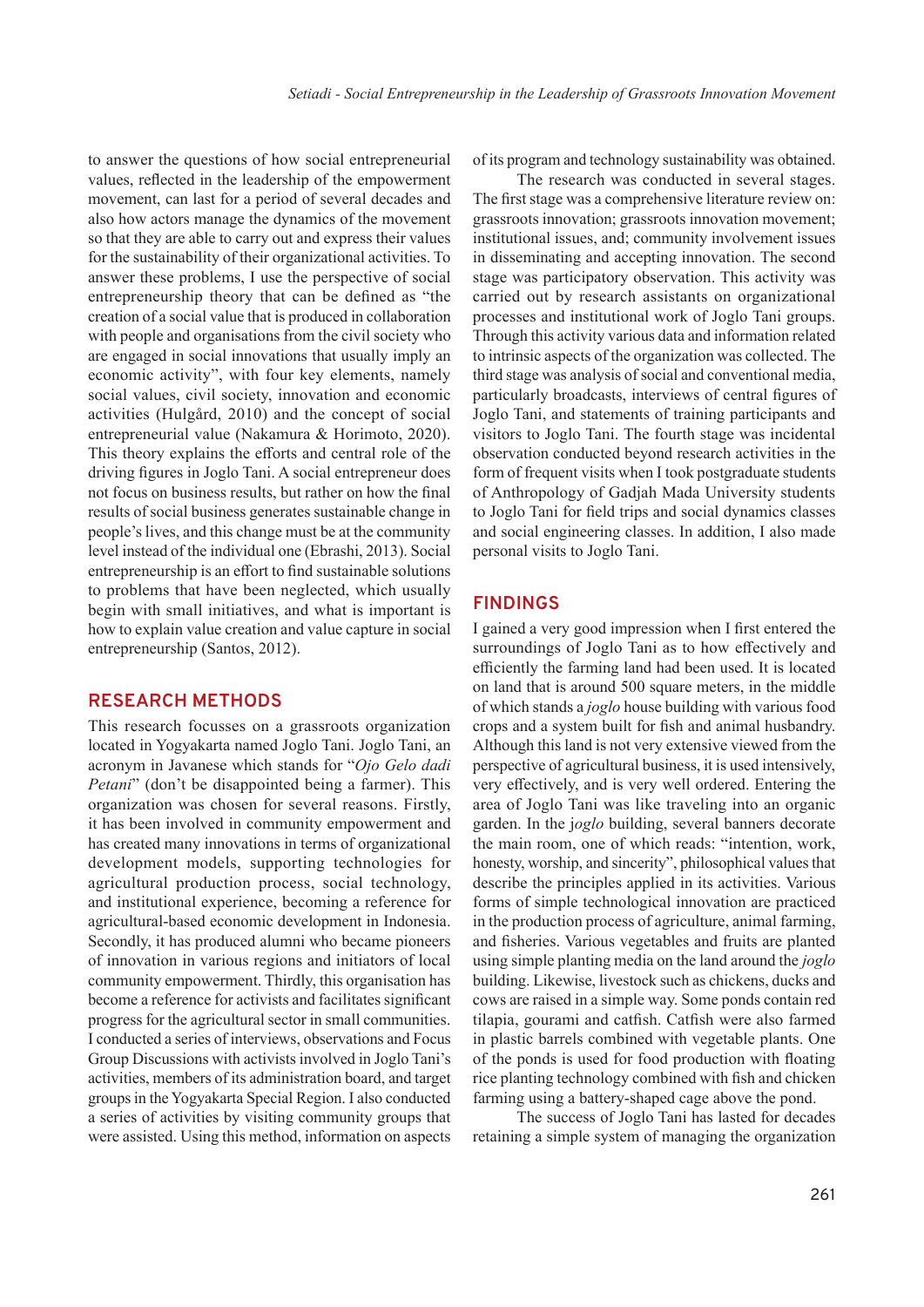to answer the questions of how social entrepreneurial values, reflected in the leadership of the empowerment movement, can last for a period of several decades and also how actors manage the dynamics of the movement so that they are able to carry out and express their values for the sustainability of their organizational activities. To answer these problems, I use the perspective of social entrepreneurship theory that can be defined as "the creation of a social value that is produced in collaboration with people and organisations from the civil society who are engaged in social innovations that usually imply an economic activity", with four key elements, namely social values, civil society, innovation and economic activities (Hulgård, 2010) and the concept of social entrepreneurial value (Nakamura & Horimoto, 2020). This theory explains the efforts and central role of the driving figures in Joglo Tani. A social entrepreneur does not focus on business results, but rather on how the final results of social business generates sustainable change in people's lives, and this change must be at the community level instead of the individual one (Ebrashi, 2013). Social entrepreneurship is an effort to find sustainable solutions to problems that have been neglected, which usually begin with small initiatives, and what is important is how to explain value creation and value capture in social entrepreneurship (Santos, 2012).

## RESEARCH METHODS

This research focusses on a grassroots organization located in Yogyakarta named Joglo Tani. Joglo Tani, an acronym in Javanese which stands for "*Ojo Gelo dadi Petani*" (don't be disappointed being a farmer). This organization was chosen for several reasons. Firstly, it has been involved in community empowerment and has created many innovations in terms of organizational development models, supporting technologies for agricultural production process, social technology, and institutional experience, becoming a reference for agricultural-based economic development in Indonesia. Secondly, it has produced alumni who became pioneers of innovation in various regions and initiators of local community empowerment. Thirdly, this organisation has become a reference for activists and facilitates significant progress for the agricultural sector in small communities. I conducted a series of interviews, observations and Focus Group Discussions with activists involved in Joglo Tani's activities, members of its administration board, and target groups in the Yogyakarta Special Region. I also conducted a series of activities by visiting community groups that were assisted. Using this method, information on aspects of its program and technology sustainability was obtained.

The research was conducted in several stages. The first stage was a comprehensive literature review on: grassroots innovation; grassroots innovation movement; institutional issues, and; community involvement issues in disseminating and accepting innovation. The second stage was participatory observation. This activity was carried out by research assistants on organizational processes and institutional work of Joglo Tani groups. Through this activity various data and information related to intrinsic aspects of the organization was collected. The third stage was analysis of social and conventional media, particularly broadcasts, interviews of central figures of Joglo Tani, and statements of training participants and visitors to Joglo Tani. The fourth stage was incidental observation conducted beyond research activities in the form of frequent visits when I took postgraduate students of Anthropology of Gadjah Mada University students to Joglo Tani for field trips and social dynamics classes and social engineering classes. In addition, I also made personal visits to Joglo Tani.

## FINDINGS

I gained a very good impression when I first entered the surroundings of Joglo Tani as to how effectively and efficiently the farming land had been used. It is located on land that is around 500 square meters, in the middle of which stands a *joglo* house building with various food crops and a system built for fish and animal husbandry. Although this land is not very extensive viewed from the perspective of agricultural business, it is used intensively, very effectively, and is very well ordered. Entering the area of Joglo Tani was like traveling into an organic garden. In the j*oglo* building, several banners decorate the main room, one of which reads: "intention, work, honesty, worship, and sincerity", philosophical values that describe the principles applied in its activities. Various forms of simple technological innovation are practiced in the production process of agriculture, animal farming, and fisheries. Various vegetables and fruits are planted using simple planting media on the land around the *joglo* building. Likewise, livestock such as chickens, ducks and cows are raised in a simple way. Some ponds contain red tilapia, gourami and catfish. Catfish were also farmed in plastic barrels combined with vegetable plants. One of the ponds is used for food production with floating rice planting technology combined with fish and chicken farming using a battery-shaped cage above the pond.

The success of Joglo Tani has lasted for decades retaining a simple system of managing the organization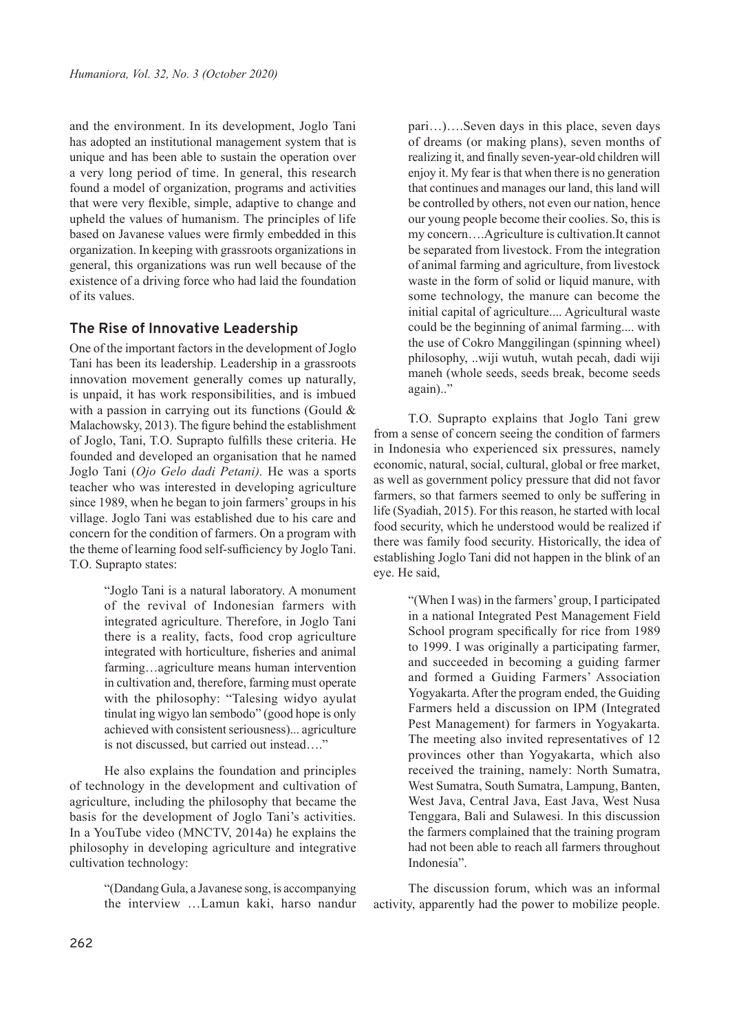and the environment. In its development, Joglo Tani has adopted an institutional management system that is unique and has been able to sustain the operation over a very long period of time. In general, this research found a model of organization, programs and activities that were very flexible, simple, adaptive to change and upheld the values of humanism. The principles of life based on Javanese values were firmly embedded in this organization. In keeping with grassroots organizations in general, this organizations was run well because of the existence of a driving force who had laid the foundation of its values.

## The Rise of Innovative Leadership

One of the important factors in the development of Joglo Tani has been its leadership. Leadership in a grassroots innovation movement generally comes up naturally, is unpaid, it has work responsibilities, and is imbued with a passion in carrying out its functions (Gould & Malachowsky, 2013). The figure behind the establishment of Joglo, Tani, T.O. Suprapto fulfills these criteria. He founded and developed an organisation that he named Joglo Tani (*Ojo Gelo dadi Petani).* He was a sports teacher who was interested in developing agriculture since 1989, when he began to join farmers' groups in his village. Joglo Tani was established due to his care and concern for the condition of farmers. On a program with the theme of learning food self-sufficiency by Joglo Tani. T.O. Suprapto states:

> "Joglo Tani is a natural laboratory. A monument of the revival of Indonesian farmers with integrated agriculture. Therefore, in Joglo Tani there is a reality, facts, food crop agriculture integrated with horticulture, fisheries and animal farming…agriculture means human intervention in cultivation and, therefore, farming must operate with the philosophy: "Talesing widyo ayulat tinulat ing wigyo lan sembodo" (good hope is only achieved with consistent seriousness)... agriculture is not discussed, but carried out instead…."

He also explains the foundation and principles of technology in the development and cultivation of agriculture, including the philosophy that became the basis for the development of Joglo Tani's activities. In a YouTube video (MNCTV, 2014a) he explains the philosophy in developing agriculture and integrative cultivation technology:

> "(Dandang Gula, a Javanese song, is accompanying the interview …Lamun kaki, harso nandur pari…)….Seven days in this place, seven days of dreams (or making plans), seven months of realizing it, and finally seven-year-old children will enjoy it. My fear is that when there is no generation that continues and manages our land, this land will be controlled by others, not even our nation, hence our young people become their coolies. So, this is my concern….Agriculture is cultivation.It cannot be separated from livestock. From the integration of animal farming and agriculture, from livestock waste in the form of solid or liquid manure, with some technology, the manure can become the initial capital of agriculture.... Agricultural waste could be the beginning of animal farming.... with the use of Cokro Manggilingan (spinning wheel) philosophy, ..wiji wutuh, wutah pecah, dadi wiji maneh (whole seeds, seeds break, become seeds again).."

T.O. Suprapto explains that Joglo Tani grew from a sense of concern seeing the condition of farmers in Indonesia who experienced six pressures, namely economic, natural, social, cultural, global or free market, as well as government policy pressure that did not favor farmers, so that farmers seemed to only be suffering in life (Syadiah, 2015). For this reason, he started with local food security, which he understood would be realized if there was family food security. Historically, the idea of establishing Joglo Tani did not happen in the blink of an eye. He said,

> "(When I was) in the farmers' group, I participated in a national Integrated Pest Management Field School program specifically for rice from 1989 to 1999. I was originally a participating farmer, and succeeded in becoming a guiding farmer and formed a Guiding Farmers' Association Yogyakarta. After the program ended, the Guiding Farmers held a discussion on IPM (Integrated Pest Management) for farmers in Yogyakarta. The meeting also invited representatives of 12 provinces other than Yogyakarta, which also received the training, namely: North Sumatra, West Sumatra, South Sumatra, Lampung, Banten, West Java, Central Java, East Java, West Nusa Tenggara, Bali and Sulawesi. In this discussion the farmers complained that the training program had not been able to reach all farmers throughout Indonesia".

The discussion forum, which was an informal activity, apparently had the power to mobilize people.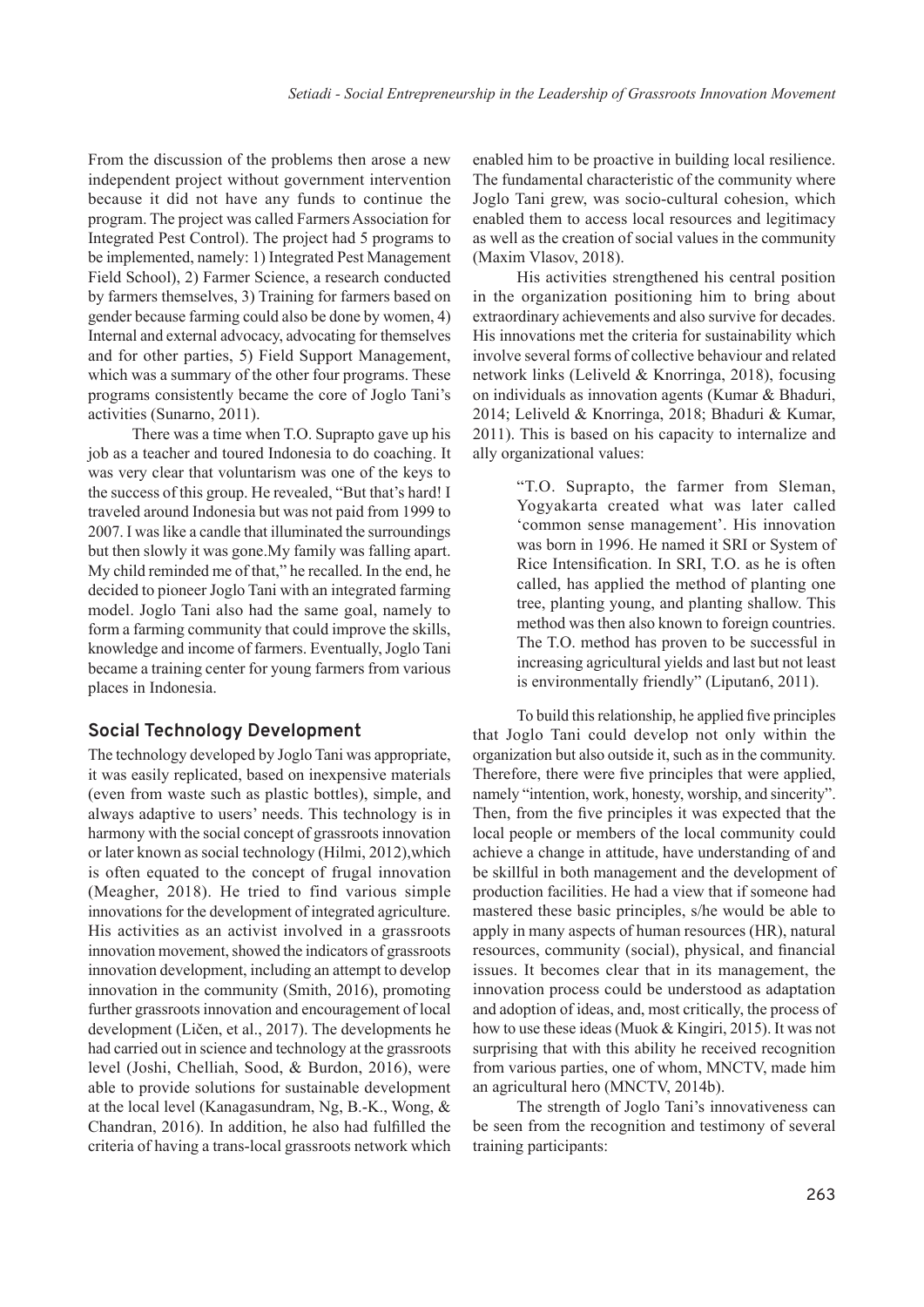From the discussion of the problems then arose a new independent project without government intervention because it did not have any funds to continue the program. The project was called Farmers Association for Integrated Pest Control). The project had 5 programs to be implemented, namely: 1) Integrated Pest Management Field School), 2) Farmer Science, a research conducted by farmers themselves, 3) Training for farmers based on gender because farming could also be done by women, 4) Internal and external advocacy, advocating for themselves and for other parties, 5) Field Support Management, which was a summary of the other four programs. These programs consistently became the core of Joglo Tani's activities (Sunarno, 2011).

There was a time when T.O. Suprapto gave up his job as a teacher and toured Indonesia to do coaching. It was very clear that voluntarism was one of the keys to the success of this group. He revealed, "But that's hard! I traveled around Indonesia but was not paid from 1999 to 2007. I was like a candle that illuminated the surroundings but then slowly it was gone.My family was falling apart. My child reminded me of that," he recalled. In the end, he decided to pioneer Joglo Tani with an integrated farming model. Joglo Tani also had the same goal, namely to form a farming community that could improve the skills, knowledge and income of farmers. Eventually, Joglo Tani became a training center for young farmers from various places in Indonesia.

## Social Technology Development

The technology developed by Joglo Tani was appropriate, it was easily replicated, based on inexpensive materials (even from waste such as plastic bottles), simple, and always adaptive to users' needs. This technology is in harmony with the social concept of grassroots innovation or later known as social technology (Hilmi, 2012),which is often equated to the concept of frugal innovation (Meagher, 2018). He tried to find various simple innovations for the development of integrated agriculture. His activities as an activist involved in a grassroots innovation movement, showed the indicators of grassroots innovation development, including an attempt to develop innovation in the community (Smith, 2016), promoting further grassroots innovation and encouragement of local development (Ličen, et al., 2017). The developments he had carried out in science and technology at the grassroots level (Joshi, Chelliah, Sood, & Burdon, 2016), were able to provide solutions for sustainable development at the local level (Kanagasundram, Ng, B.-K., Wong, & Chandran, 2016). In addition, he also had fulfilled the criteria of having a trans-local grassroots network which enabled him to be proactive in building local resilience. The fundamental characteristic of the community where Joglo Tani grew, was socio-cultural cohesion, which enabled them to access local resources and legitimacy as well as the creation of social values in the community (Maxim Vlasov, 2018).

His activities strengthened his central position in the organization positioning him to bring about extraordinary achievements and also survive for decades. His innovations met the criteria for sustainability which involve several forms of collective behaviour and related network links (Leliveld & Knorringa, 2018), focusing on individuals as innovation agents (Kumar & Bhaduri, 2014; Leliveld & Knorringa, 2018; Bhaduri & Kumar, 2011). This is based on his capacity to internalize and ally organizational values:

> "T.O. Suprapto, the farmer from Sleman, Yogyakarta created what was later called 'common sense management'. His innovation was born in 1996. He named it SRI or System of Rice Intensification. In SRI, T.O. as he is often called, has applied the method of planting one tree, planting young, and planting shallow. This method was then also known to foreign countries. The T.O. method has proven to be successful in increasing agricultural yields and last but not least is environmentally friendly" (Liputan6, 2011).

To build this relationship, he applied five principles that Joglo Tani could develop not only within the organization but also outside it, such as in the community. Therefore, there were five principles that were applied, namely "intention, work, honesty, worship, and sincerity". Then, from the five principles it was expected that the local people or members of the local community could achieve a change in attitude, have understanding of and be skillful in both management and the development of production facilities. He had a view that if someone had mastered these basic principles, s/he would be able to apply in many aspects of human resources (HR), natural resources, community (social), physical, and financial issues. It becomes clear that in its management, the innovation process could be understood as adaptation and adoption of ideas, and, most critically, the process of how to use these ideas (Muok & Kingiri, 2015). It was not surprising that with this ability he received recognition from various parties, one of whom, MNCTV, made him an agricultural hero (MNCTV, 2014b).

The strength of Joglo Tani's innovativeness can be seen from the recognition and testimony of several training participants: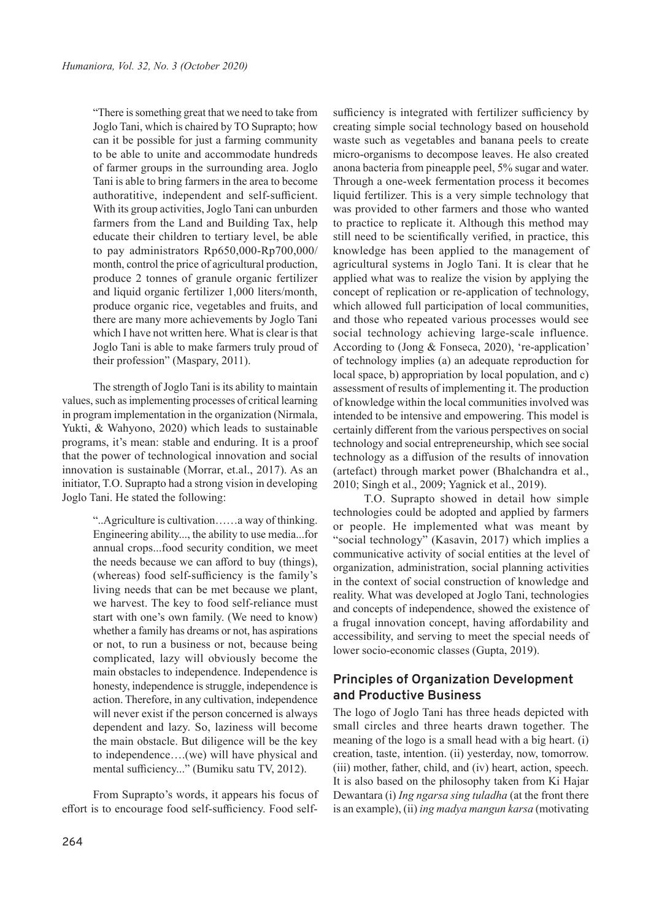> "There is something great that we need to take from Joglo Tani, which is chaired by TO Suprapto; how can it be possible for just a farming community to be able to unite and accommodate hundreds of farmer groups in the surrounding area. Joglo Tani is able to bring farmers in the area to become authoratitive, independent and self-sufficient. With its group activities, Joglo Tani can unburden farmers from the Land and Building Tax, help educate their children to tertiary level, be able to pay administrators Rp650,000-Rp700,000/month, control the price of agricultural production, produce 2 tonnes of granule organic fertilizer and liquid organic fertilizer 1,000 liters/month, produce organic rice, vegetables and fruits, and there are many more achievements by Joglo Tani which I have not written here. What is clear is that Joglo Tani is able to make farmers truly proud of their profession" (Maspary, 2011).

The strength of Joglo Tani is its ability to maintain values, such as implementing processes of critical learning in program implementation in the organization (Nirmala, Yukti, & Wahyono, 2020) which leads to sustainable programs, it's mean: stable and enduring. It is a proof that the power of technological innovation and social innovation is sustainable (Morrar, et.al., 2017). As an initiator, T.O. Suprapto had a strong vision in developing Joglo Tani. He stated the following:

> "..Agriculture is cultivation……a way of thinking. Engineering ability..., the ability to use media...for annual crops...food security condition, we meet the needs because we can afford to buy (things), (whereas) food self-sufficiency is the family's living needs that can be met because we plant, we harvest. The key to food self-reliance must start with one's own family. (We need to know) whether a family has dreams or not, has aspirations or not, to run a business or not, because being complicated, lazy will obviously become the main obstacles to independence. Independence is honesty, independence is struggle, independence is action. Therefore, in any cultivation, independence will never exist if the person concerned is always dependent and lazy. So, laziness will become the main obstacle. But diligence will be the key to independence….(we) will have physical and mental sufficiency..." (Bumiku satu TV, 2012).

From Suprapto's words, it appears his focus of effort is to encourage food self-sufficiency. Food self-sufficiency is integrated with fertilizer sufficiency by creating simple social technology based on household waste such as vegetables and banana peels to create micro-organisms to decompose leaves. He also created anona bacteria from pineapple peel, 5% sugar and water. Through a one-week fermentation process it becomes liquid fertilizer. This is a very simple technology that was provided to other farmers and those who wanted to practice to replicate it. Although this method may still need to be scientifically verified, in practice, this knowledge has been applied to the management of agricultural systems in Joglo Tani. It is clear that he applied what was to realize the vision by applying the concept of replication or re-application of technology, which allowed full participation of local communities, and those who repeated various processes would see social technology achieving large-scale influence. According to (Jong & Fonseca, 2020), 're-application' of technology implies (a) an adequate reproduction for local space, b) appropriation by local population, and c) assessment of results of implementing it. The production of knowledge within the local communities involved was intended to be intensive and empowering. This model is certainly different from the various perspectives on social technology and social entrepreneurship, which see social technology as a diffusion of the results of innovation (artefact) through market power (Bhalchandra et al., 2010; Singh et al., 2009; Yagnick et al., 2019).

T.O. Suprapto showed in detail how simple technologies could be adopted and applied by farmers or people. He implemented what was meant by "social technology" (Kasavin, 2017) which implies a communicative activity of social entities at the level of organization, administration, social planning activities in the context of social construction of knowledge and reality. What was developed at Joglo Tani, technologies and concepts of independence, showed the existence of a frugal innovation concept, having affordability and accessibility, and serving to meet the special needs of lower socio-economic classes (Gupta, 2019).

## Principles of Organization Development and Productive Business

The logo of Joglo Tani has three heads depicted with small circles and three hearts drawn together. The meaning of the logo is a small head with a big heart. (i) creation, taste, intention. (ii) yesterday, now, tomorrow. (iii) mother, father, child, and (iv) heart, action, speech. It is also based on the philosophy taken from Ki Hajar Dewantara (i) *Ing ngarsa sing tuladha* (at the front there is an example), (ii) *ing madya mangun karsa* (motivating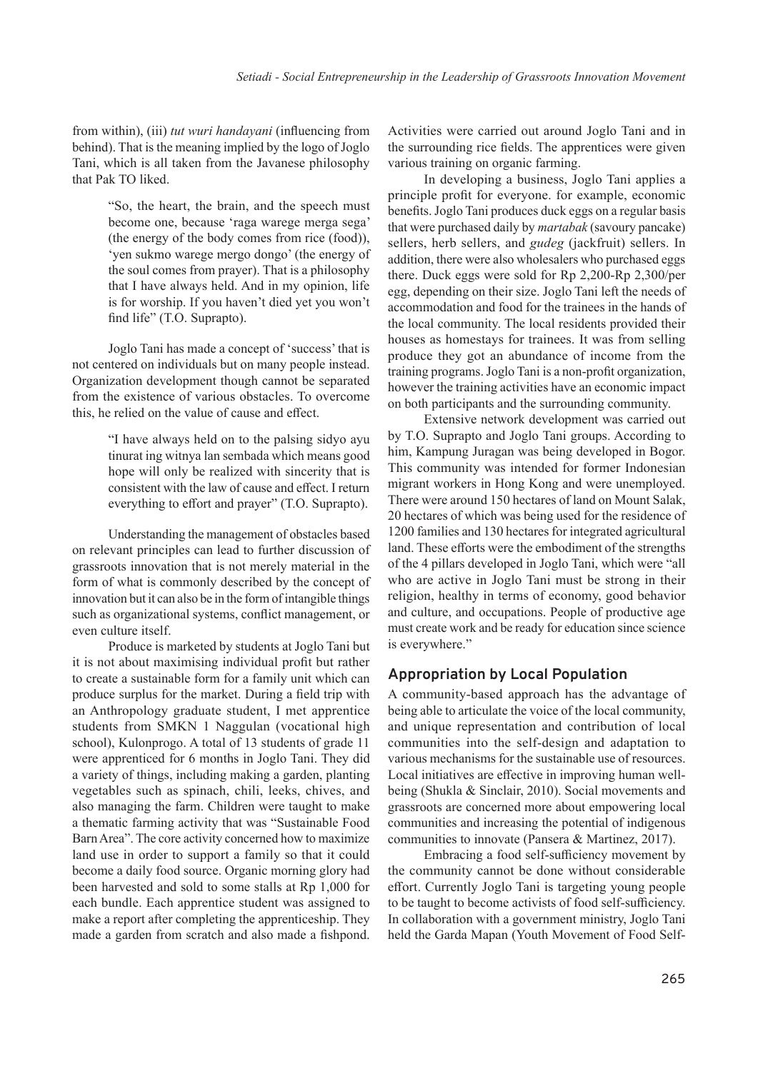from within), (iii) *tut wuri handayani* (influencing from behind). That is the meaning implied by the logo of Joglo Tani, which is all taken from the Javanese philosophy that Pak TO liked.

> "So, the heart, the brain, and the speech must become one, because 'raga warege merga sega' (the energy of the body comes from rice (food)), 'yen sukmo warege mergo dongo' (the energy of the soul comes from prayer). That is a philosophy that I have always held. And in my opinion, life is for worship. If you haven't died yet you won't find life" (T.O. Suprapto).

Joglo Tani has made a concept of 'success' that is not centered on individuals but on many people instead. Organization development though cannot be separated from the existence of various obstacles. To overcome this, he relied on the value of cause and effect.

> "I have always held on to the palsing sidyo ayu tinurat ing witnya lan sembada which means good hope will only be realized with sincerity that is consistent with the law of cause and effect. I return everything to effort and prayer" (T.O. Suprapto).

Understanding the management of obstacles based on relevant principles can lead to further discussion of grassroots innovation that is not merely material in the form of what is commonly described by the concept of innovation but it can also be in the form of intangible things such as organizational systems, conflict management, or even culture itself.

Produce is marketed by students at Joglo Tani but it is not about maximising individual profit but rather to create a sustainable form for a family unit which can produce surplus for the market. During a field trip with an Anthropology graduate student, I met apprentice students from SMKN 1 Naggulan (vocational high school), Kulonprogo. A total of 13 students of grade 11 were apprenticed for 6 months in Joglo Tani. They did a variety of things, including making a garden, planting vegetables such as spinach, chili, leeks, chives, and also managing the farm. Children were taught to make a thematic farming activity that was "Sustainable Food Barn Area". The core activity concerned how to maximize land use in order to support a family so that it could become a daily food source. Organic morning glory had been harvested and sold to some stalls at Rp 1,000 for each bundle. Each apprentice student was assigned to make a report after completing the apprenticeship. They made a garden from scratch and also made a fishpond. Activities were carried out around Joglo Tani and in the surrounding rice fields. The apprentices were given various training on organic farming.

In developing a business, Joglo Tani applies a principle profit for everyone. for example, economic benefits. Joglo Tani produces duck eggs on a regular basis that were purchased daily by *martabak* (savoury pancake) sellers, herb sellers, and *gudeg* (jackfruit) sellers. In addition, there were also wholesalers who purchased eggs there. Duck eggs were sold for Rp 2,200-Rp 2,300/per egg, depending on their size. Joglo Tani left the needs of accommodation and food for the trainees in the hands of the local community. The local residents provided their houses as homestays for trainees. It was from selling produce they got an abundance of income from the training programs. Joglo Tani is a non-profit organization, however the training activities have an economic impact on both participants and the surrounding community.

Extensive network development was carried out by T.O. Suprapto and Joglo Tani groups. According to him, Kampung Juragan was being developed in Bogor. This community was intended for former Indonesian migrant workers in Hong Kong and were unemployed. There were around 150 hectares of land on Mount Salak, 20 hectares of which was being used for the residence of 1200 families and 130 hectares for integrated agricultural land. These efforts were the embodiment of the strengths of the 4 pillars developed in Joglo Tani, which were "all who are active in Joglo Tani must be strong in their religion, healthy in terms of economy, good behavior and culture, and occupations. People of productive age must create work and be ready for education since science is everywhere."

## Appropriation by Local Population

A community-based approach has the advantage of being able to articulate the voice of the local community, and unique representation and contribution of local communities into the self-design and adaptation to various mechanisms for the sustainable use of resources. Local initiatives are effective in improving human well-being (Shukla & Sinclair, 2010). Social movements and grassroots are concerned more about empowering local communities and increasing the potential of indigenous communities to innovate (Pansera & Martinez, 2017).

Embracing a food self-sufficiency movement by the community cannot be done without considerable effort. Currently Joglo Tani is targeting young people to be taught to become activists of food self-sufficiency. In collaboration with a government ministry, Joglo Tani held the Garda Mapan (Youth Movement of Food Self-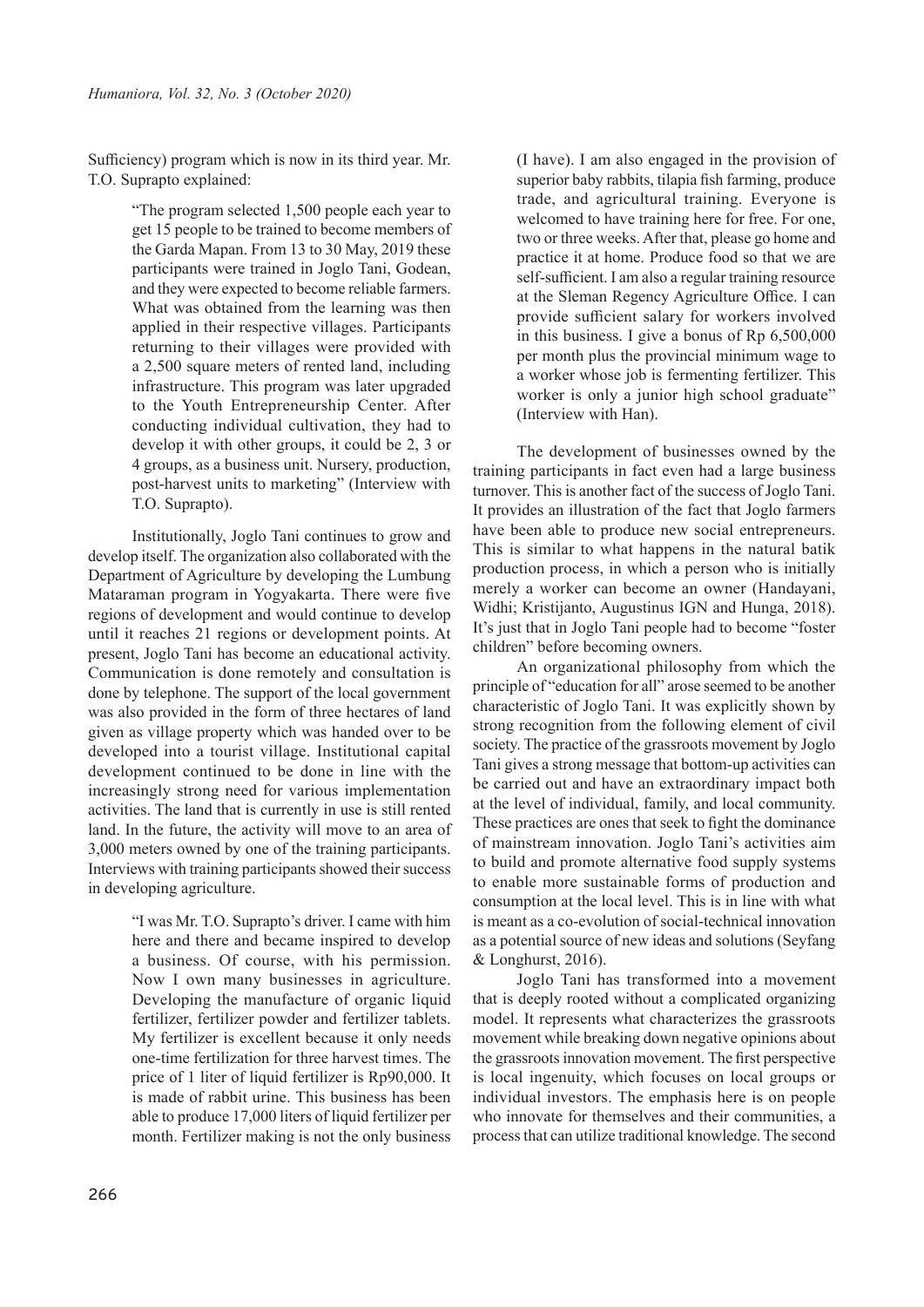Sufficiency) program which is now in its third year. Mr. T.O. Suprapto explained:

> "The program selected 1,500 people each year to get 15 people to be trained to become members of the Garda Mapan. From 13 to 30 May, 2019 these participants were trained in Joglo Tani, Godean, and they were expected to become reliable farmers. What was obtained from the learning was then applied in their respective villages. Participants returning to their villages were provided with a 2,500 square meters of rented land, including infrastructure. This program was later upgraded to the Youth Entrepreneurship Center. After conducting individual cultivation, they had to develop it with other groups, it could be 2, 3 or 4 groups, as a business unit. Nursery, production, post-harvest units to marketing" (Interview with T.O. Suprapto).

Institutionally, Joglo Tani continues to grow and develop itself. The organization also collaborated with the Department of Agriculture by developing the Lumbung Mataraman program in Yogyakarta. There were five regions of development and would continue to develop until it reaches 21 regions or development points. At present, Joglo Tani has become an educational activity. Communication is done remotely and consultation is done by telephone. The support of the local government was also provided in the form of three hectares of land given as village property which was handed over to be developed into a tourist village. Institutional capital development continued to be done in line with the increasingly strong need for various implementation activities. The land that is currently in use is still rented land. In the future, the activity will move to an area of 3,000 meters owned by one of the training participants. Interviews with training participants showed their success in developing agriculture.

> "I was Mr. T.O. Suprapto's driver. I came with him here and there and became inspired to develop a business. Of course, with his permission. Now I own many businesses in agriculture. Developing the manufacture of organic liquid fertilizer, fertilizer powder and fertilizer tablets. My fertilizer is excellent because it only needs one-time fertilization for three harvest times. The price of 1 liter of liquid fertilizer is Rp90,000. It is made of rabbit urine. This business has been able to produce 17,000 liters of liquid fertilizer per month. Fertilizer making is not the only business (I have). I am also engaged in the provision of superior baby rabbits, tilapia fish farming, produce trade, and agricultural training. Everyone is welcomed to have training here for free. For one, two or three weeks. After that, please go home and practice it at home. Produce food so that we are self-sufficient. I am also a regular training resource at the Sleman Regency Agriculture Office. I can provide sufficient salary for workers involved in this business. I give a bonus of Rp 6,500,000 per month plus the provincial minimum wage to a worker whose job is fermenting fertilizer. This worker is only a junior high school graduate" (Interview with Han).

The development of businesses owned by the training participants in fact even had a large business turnover. This is another fact of the success of Joglo Tani. It provides an illustration of the fact that Joglo farmers have been able to produce new social entrepreneurs. This is similar to what happens in the natural batik production process, in which a person who is initially merely a worker can become an owner (Handayani, Widhi; Kristijanto, Augustinus IGN and Hunga, 2018). It's just that in Joglo Tani people had to become "foster children" before becoming owners.

An organizational philosophy from which the principle of "education for all" arose seemed to be another characteristic of Joglo Tani. It was explicitly shown by strong recognition from the following element of civil society. The practice of the grassroots movement by Joglo Tani gives a strong message that bottom-up activities can be carried out and have an extraordinary impact both at the level of individual, family, and local community. These practices are ones that seek to fight the dominance of mainstream innovation. Joglo Tani's activities aim to build and promote alternative food supply systems to enable more sustainable forms of production and consumption at the local level. This is in line with what is meant as a co-evolution of social-technical innovation as a potential source of new ideas and solutions (Seyfang & Longhurst, 2016).

Joglo Tani has transformed into a movement that is deeply rooted without a complicated organizing model. It represents what characterizes the grassroots movement while breaking down negative opinions about the grassroots innovation movement. The first perspective is local ingenuity, which focuses on local groups or individual investors. The emphasis here is on people who innovate for themselves and their communities, a process that can utilize traditional knowledge. The second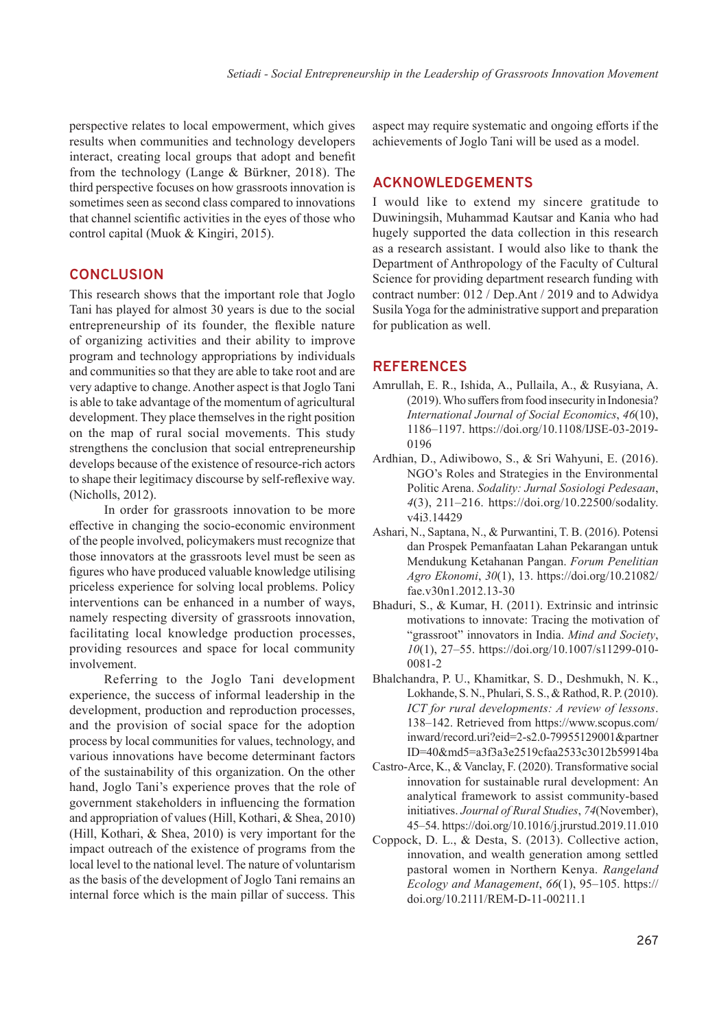perspective relates to local empowerment, which gives results when communities and technology developers interact, creating local groups that adopt and benefit from the technology (Lange & Bürkner, 2018). The third perspective focuses on how grassroots innovation is sometimes seen as second class compared to innovations that channel scientific activities in the eyes of those who control capital (Muok & Kingiri, 2015).

## CONCLUSION

This research shows that the important role that Joglo Tani has played for almost 30 years is due to the social entrepreneurship of its founder, the flexible nature of organizing activities and their ability to improve program and technology appropriations by individuals and communities so that they are able to take root and are very adaptive to change. Another aspect is that Joglo Tani is able to take advantage of the momentum of agricultural development. They place themselves in the right position on the map of rural social movements. This study strengthens the conclusion that social entrepreneurship develops because of the existence of resource-rich actors to shape their legitimacy discourse by self-reflexive way. (Nicholls, 2012).

In order for grassroots innovation to be more effective in changing the socio-economic environment of the people involved, policymakers must recognize that those innovators at the grassroots level must be seen as figures who have produced valuable knowledge utilising priceless experience for solving local problems. Policy interventions can be enhanced in a number of ways, namely respecting diversity of grassroots innovation, facilitating local knowledge production processes, providing resources and space for local community involvement.

Referring to the Joglo Tani development experience, the success of informal leadership in the development, production and reproduction processes, and the provision of social space for the adoption process by local communities for values, technology, and various innovations have become determinant factors of the sustainability of this organization. On the other hand, Joglo Tani's experience proves that the role of government stakeholders in influencing the formation and appropriation of values (Hill, Kothari, & Shea, 2010) (Hill, Kothari, & Shea, 2010) is very important for the impact outreach of the existence of programs from the local level to the national level. The nature of voluntarism as the basis of the development of Joglo Tani remains an internal force which is the main pillar of success. This aspect may require systematic and ongoing efforts if the achievements of Joglo Tani will be used as a model.

## ACKNOWLEDGEMENTS

I would like to extend my sincere gratitude to Duwiningsih, Muhammad Kautsar and Kania who had hugely supported the data collection in this research as a research assistant. I would also like to thank the Department of Anthropology of the Faculty of Cultural Science for providing department research funding with contract number: 012 / Dep.Ant / 2019 and to Adwidya Susila Yoga for the administrative support and preparation for publication as well.

## REFERENCES

Amrullah, E. R., Ishida, A., Pullaila, A., & Rusyiana, A. (2019). Who suffers from food insecurity in Indonesia? *International Journal of Social Economics*, *46*(10), 1186–1197. https://doi.org/10.1108/IJSE-03-2019-0196

Ardhian, D., Adiwibowo, S., & Sri Wahyuni, E. (2016). NGO's Roles and Strategies in the Environmental Politic Arena. *Sodality: Jurnal Sosiologi Pedesaan*, *4*(3), 211–216. https://doi.org/10.22500/sodality.v4i3.14429

Ashari, N., Saptana, N., & Purwantini, T. B. (2016). Potensi dan Prospek Pemanfaatan Lahan Pekarangan untuk Mendukung Ketahanan Pangan. *Forum Penelitian Agro Ekonomi*, *30*(1), 13. https://doi.org/10.21082/fae.v30n1.2012.13-30

Bhaduri, S., & Kumar, H. (2011). Extrinsic and intrinsic motivations to innovate: Tracing the motivation of "grassroot" innovators in India. *Mind and Society*, *10*(1), 27–55. https://doi.org/10.1007/s11299-010-0081-2

Bhalchandra, P. U., Khamitkar, S. D., Deshmukh, N. K., Lokhande, S. N., Phulari, S. S., & Rathod, R. P. (2010). *ICT for rural developments: A review of lessons*. 138–142. Retrieved from https://www.scopus.com/inward/record.uri?eid=2-s2.0-79955129001&partnerID=40&md5=a3f3a3e2519cfaa2533c3012b59914ba

Castro-Arce, K., & Vanclay, F. (2020). Transformative social innovation for sustainable rural development: An analytical framework to assist community-based initiatives. *Journal of Rural Studies*, *74*(November), 45–54. https://doi.org/10.1016/j.jrurstud.2019.11.010

Coppock, D. L., & Desta, S. (2013). Collective action, innovation, and wealth generation among settled pastoral women in Northern Kenya. *Rangeland Ecology and Management*, *66*(1), 95–105. https://doi.org/10.2111/REM-D-11-00211.1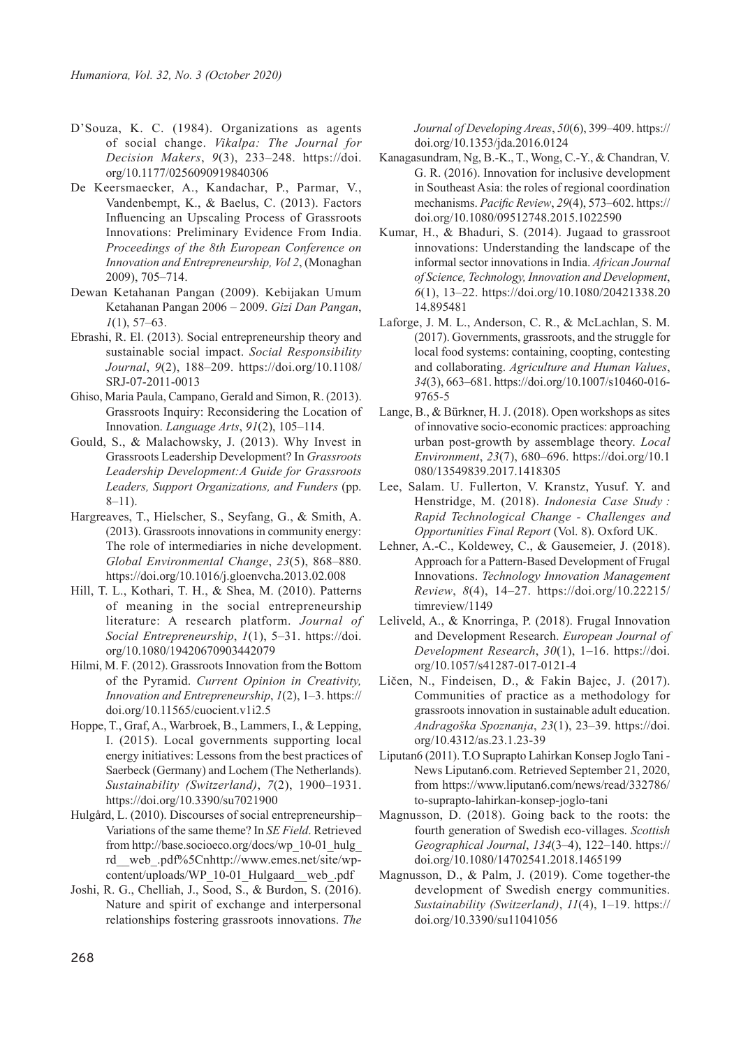D'Souza, K. C. (1984). Organizations as agents of social change. *Vikalpa: The Journal for Decision Makers*, *9*(3), 233–248. https://doi.org/10.1177/0256090919840306

De Keersmaecker, A., Kandachar, P., Parmar, V., Vandenbempt, K., & Baelus, C. (2013). Factors Influencing an Upscaling Process of Grassroots Innovations: Preliminary Evidence From India. *Proceedings of the 8th European Conference on Innovation and Entrepreneurship, Vol 2*, (Monaghan 2009), 705–714.

Dewan Ketahanan Pangan (2009). Kebijakan Umum Ketahanan Pangan 2006 – 2009. *Gizi Dan Pangan*, *1*(1), 57–63.

Ebrashi, R. El. (2013). Social entrepreneurship theory and sustainable social impact. *Social Responsibility Journal*, *9*(2), 188–209. https://doi.org/10.1108/SRJ-07-2011-0013

Ghiso, Maria Paula, Campano, Gerald and Simon, R. (2013). Grassroots Inquiry: Reconsidering the Location of Innovation. *Language Arts*, *91*(2), 105–114.

Gould, S., & Malachowsky, J. (2013). Why Invest in Grassroots Leadership Development? In *Grassroots Leadership Development:A Guide for Grassroots Leaders, Support Organizations, and Funders* (pp. 8–11).

Hargreaves, T., Hielscher, S., Seyfang, G., & Smith, A. (2013). Grassroots innovations in community energy: The role of intermediaries in niche development. *Global Environmental Change*, *23*(5), 868–880. https://doi.org/10.1016/j.gloenvcha.2013.02.008

Hill, T. L., Kothari, T. H., & Shea, M. (2010). Patterns of meaning in the social entrepreneurship literature: A research platform. *Journal of Social Entrepreneurship*, *1*(1), 5–31. https://doi.org/10.1080/19420670903442079

Hilmi, M. F. (2012). Grassroots Innovation from the Bottom of the Pyramid. *Current Opinion in Creativity, Innovation and Entrepreneurship*, *1*(2), 1–3. https://doi.org/10.11565/cuocient.v1i2.5

Hoppe, T., Graf, A., Warbroek, B., Lammers, I., & Lepping, I. (2015). Local governments supporting local energy initiatives: Lessons from the best practices of Saerbeck (Germany) and Lochem (The Netherlands). *Sustainability (Switzerland)*, *7*(2), 1900–1931. https://doi.org/10.3390/su7021900

Hulgård, L. (2010). Discourses of social entrepreneurship–Variations of the same theme? In *SE Field*. Retrieved from http://base.socioeco.org/docs/wp_10-01_hulgard__web_.pdf%5Cnhttp://www.emes.net/site/wp-content/uploads/WP_10-01_Hulgaard__web_.pdf

Joshi, R. G., Chelliah, J., Sood, S., & Burdon, S. (2016). Nature and spirit of exchange and interpersonal relationships fostering grassroots innovations. *The Journal of Developing Areas*, *50*(6), 399–409. https://doi.org/10.1353/jda.2016.0124

Kanagasundram, Ng, B.-K., T., Wong, C.-Y., & Chandran, V. G. R. (2016). Innovation for inclusive development in Southeast Asia: the roles of regional coordination mechanisms. *Pacific Review*, *29*(4), 573–602. https://doi.org/10.1080/09512748.2015.1022590

Kumar, H., & Bhaduri, S. (2014). Jugaad to grassroot innovations: Understanding the landscape of the informal sector innovations in India. *African Journal of Science, Technology, Innovation and Development*, *6*(1), 13–22. https://doi.org/10.1080/20421338.2014.895481

Laforge, J. M. L., Anderson, C. R., & McLachlan, S. M. (2017). Governments, grassroots, and the struggle for local food systems: containing, coopting, contesting and collaborating. *Agriculture and Human Values*, *34*(3), 663–681. https://doi.org/10.1007/s10460-016-9765-5

Lange, B., & Bürkner, H. J. (2018). Open workshops as sites of innovative socio-economic practices: approaching urban post-growth by assemblage theory. *Local Environment*, *23*(7), 680–696. https://doi.org/10.1080/13549839.2017.1418305

Lee, Salam. U. Fullerton, V. Kranstz, Yusuf. Y. and Henstridge, M. (2018). *Indonesia Case Study : Rapid Technological Change - Challenges and Opportunities Final Report* (Vol. 8). Oxford UK.

Lehner, A.-C., Koldewey, C., & Gausemeier, J. (2018). Approach for a Pattern-Based Development of Frugal Innovations. *Technology Innovation Management Review*, *8*(4), 14–27. https://doi.org/10.22215/timreview/1149

Leliveld, A., & Knorringa, P. (2018). Frugal Innovation and Development Research. *European Journal of Development Research*, *30*(1), 1–16. https://doi.org/10.1057/s41287-017-0121-4

Ličen, N., Findeisen, D., & Fakin Bajec, J. (2017). Communities of practice as a methodology for grassroots innovation in sustainable adult education. *Andragoška Spoznanja*, *23*(1), 23–39. https://doi.org/10.4312/as.23.1.23-39

Liputan6 (2011). T.O Suprapto Lahirkan Konsep Joglo Tani - News Liputan6.com. Retrieved September 21, 2020, from https://www.liputan6.com/news/read/332786/to-suprapto-lahirkan-konsep-joglo-tani

Magnusson, D. (2018). Going back to the roots: the fourth generation of Swedish eco-villages. *Scottish Geographical Journal*, *134*(3–4), 122–140. https://doi.org/10.1080/14702541.2018.1465199

Magnusson, D., & Palm, J. (2019). Come together-the development of Swedish energy communities. *Sustainability (Switzerland)*, *11*(4), 1–19. https://doi.org/10.3390/su11041056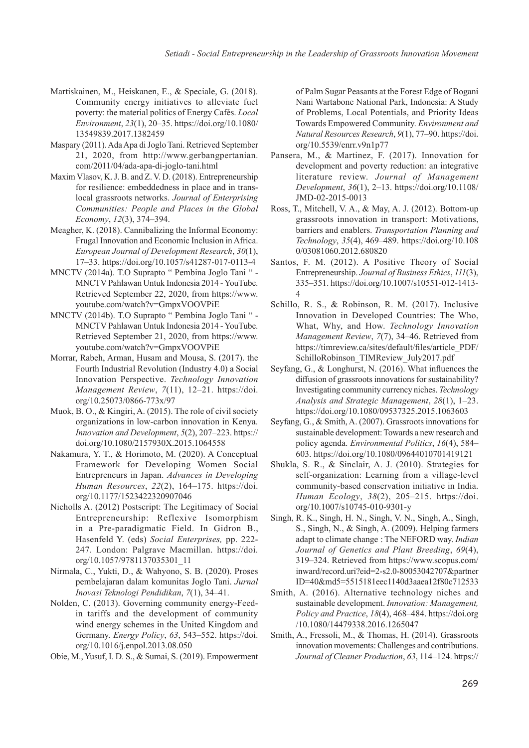Martiskainen, M., Heiskanen, E., & Speciale, G. (2018). Community energy initiatives to alleviate fuel poverty: the material politics of Energy Cafés. *Local Environment*, *23*(1), 20–35. https://doi.org/10.1080/13549839.2017.1382459

Maspary (2011). Ada Apa di Joglo Tani. Retrieved September 21, 2020, from http://www.gerbangpertanian.com/2011/04/ada-apa-di-joglo-tani.html

Maxim Vlasov, K. J. B. and Z. V. D. (2018). Entrepreneurship for resilience: embeddedness in place and in trans-local grassroots networks. *Journal of Enterprising Communities: People and Places in the Global Economy*, *12*(3), 374–394.

Meagher, K. (2018). Cannibalizing the Informal Economy: Frugal Innovation and Economic Inclusion in Africa. *European Journal of Development Research*, *30*(1), 17–33. https://doi.org/10.1057/s41287-017-0113-4

MNCTV (2014a). T.O Suprapto " Pembina Joglo Tani " - MNCTV Pahlawan Untuk Indonesia 2014 - YouTube. Retrieved September 22, 2020, from https://www.youtube.com/watch?v=GmpxVOOVPiE

MNCTV (2014b). T.O Suprapto " Pembina Joglo Tani " - MNCTV Pahlawan Untuk Indonesia 2014 - YouTube. Retrieved September 21, 2020, from https://www.youtube.com/watch?v=GmpxVOOVPiE

Morrar, Rabeh, Arman, Husam and Mousa, S. (2017). the Fourth Industrial Revolution (Industry 4.0) a Social Innovation Perspective. *Technology Innovation Management Review*, *7*(11), 12–21. https://doi.org/10.25073/0866-773x/97

Muok, B. O., & Kingiri, A. (2015). The role of civil society organizations in low-carbon innovation in Kenya. *Innovation and Development*, *5*(2), 207–223. https://doi.org/10.1080/2157930X.2015.1064558

Nakamura, Y. T., & Horimoto, M. (2020). A Conceptual Framework for Developing Women Social Entrepreneurs in Japan. *Advances in Developing Human Resources*, *22*(2), 164–175. https://doi.org/10.1177/1523422320907046

Nicholls A. (2012) Postscript: The Legitimacy of Social Entrepreneurship: Reflexive Isomorphism in a Pre-paradigmatic Field. In Gidron B., Hasenfeld Y. (eds) *Social Enterprises,* pp. 222-247. London: Palgrave Macmillan. https://doi.org/10.1057/9781137035301_11

Nirmala, C., Yukti, D., & Wahyono, S. B. (2020). Proses pembelajaran dalam komunitas Joglo Tani. *Jurnal Inovasi Teknologi Pendidikan*, *7*(1), 34–41.

Nolden, C. (2013). Governing community energy-Feed-in tariffs and the development of community wind energy schemes in the United Kingdom and Germany. *Energy Policy*, *63*, 543–552. https://doi.org/10.1016/j.enpol.2013.08.050

Obie, M., Yusuf, I. D. S., & Sumai, S. (2019). Empowerment of Palm Sugar Peasants at the Forest Edge of Bogani Nani Wartabone National Park, Indonesia: A Study of Problems, Local Potentials, and Priority Ideas Towards Empowered Community. *Environment and Natural Resources Research*, *9*(1), 77–90. https://doi.org/10.5539/enrr.v9n1p77

Pansera, M., & Martinez, F. (2017). Innovation for development and poverty reduction: an integrative literature review. *Journal of Management Development*, *36*(1), 2–13. https://doi.org/10.1108/JMD-02-2015-0013

Ross, T., Mitchell, V. A., & May, A. J. (2012). Bottom-up grassroots innovation in transport: Motivations, barriers and enablers. *Transportation Planning and Technology*, *35*(4), 469–489. https://doi.org/10.1080/03081060.2012.680820

Santos, F. M. (2012). A Positive Theory of Social Entrepreneurship. *Journal of Business Ethics*, *111*(3), 335–351. https://doi.org/10.1007/s10551-012-1413-4

Schillo, R. S., & Robinson, R. M. (2017). Inclusive Innovation in Developed Countries: The Who, What, Why, and How. *Technology Innovation Management Review*, *7*(7), 34–46. Retrieved from https://timreview.ca/sites/default/files/article_PDF/SchilloRobinson_TIMReview_July2017.pdf

Seyfang, G., & Longhurst, N. (2016). What influences the diffusion of grassroots innovations for sustainability? Investigating community currency niches. *Technology Analysis and Strategic Management*, *28*(1), 1–23. https://doi.org/10.1080/09537325.2015.1063603

Seyfang, G., & Smith, A. (2007). Grassroots innovations for sustainable development: Towards a new research and policy agenda. *Environmental Politics*, *16*(4), 584–603. https://doi.org/10.1080/09644010701419121

Shukla, S. R., & Sinclair, A. J. (2010). Strategies for self-organization: Learning from a village-level community-based conservation initiative in India. *Human Ecology*, *38*(2), 205–215. https://doi.org/10.1007/s10745-010-9301-y

Singh, R. K., Singh, H. N., Singh, V. N., Singh, A., Singh, S., Singh, N., & Singh, A. (2009). Helping farmers adapt to climate change : The NEFORD way. *Indian Journal of Genetics and Plant Breeding*, *69*(4), 319–324. Retrieved from https://www.scopus.com/inward/record.uri?eid=2-s2.0-80053042707&partnerID=40&md5=5515181eec1140d3aaea12f80c712533

Smith, A. (2016). Alternative technology niches and sustainable development. *Innovation: Management, Policy and Practice*, *18*(4), 468–484. https://doi.org/10.1080/14479338.2016.1265047

Smith, A., Fressoli, M., & Thomas, H. (2014). Grassroots innovation movements: Challenges and contributions. *Journal of Cleaner Production*, *63*, 114–124. https://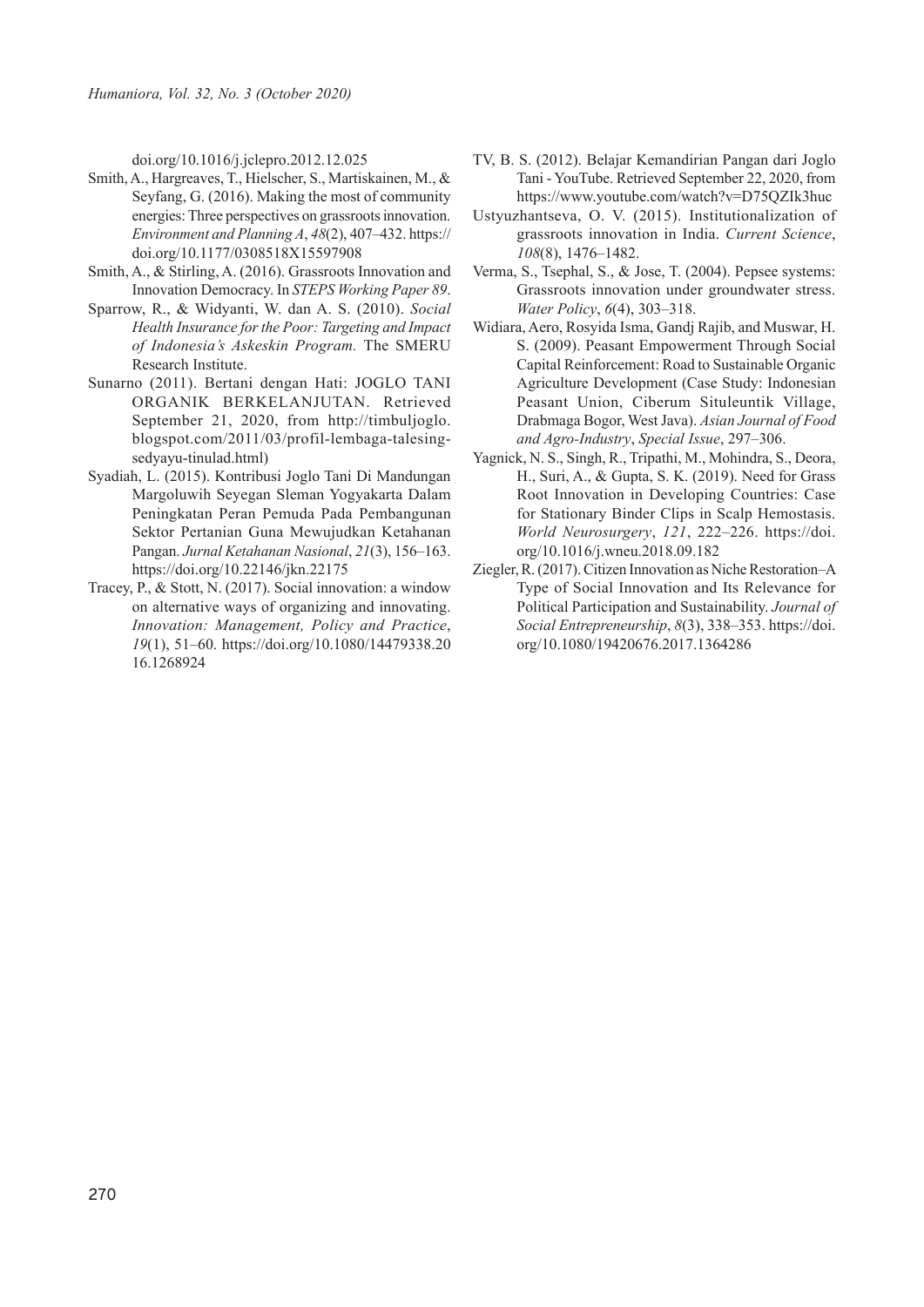doi.org/10.1016/j.jclepro.2012.12.025

Smith, A., Hargreaves, T., Hielscher, S., Martiskainen, M., & Seyfang, G. (2016). Making the most of community energies: Three perspectives on grassroots innovation. *Environment and Planning A*, *48*(2), 407–432. https://doi.org/10.1177/0308518X15597908

Smith, A., & Stirling, A. (2016). Grassroots Innovation and Innovation Democracy. In *STEPS Working Paper 89*.

Sparrow, R., & Widyanti, W. dan A. S. (2010). *Social Health Insurance for the Poor: Targeting and Impact of Indonesia's Askeskin Program.* The SMERU Research Institute.

Sunarno (2011). Bertani dengan Hati: JOGLO TANI ORGANIK BERKELANJUTAN. Retrieved September 21, 2020, from http://timbuljoglo.blogspot.com/2011/03/profil-lembaga-talesing-sedyayu-tinulad.html)

Syadiah, L. (2015). Kontribusi Joglo Tani Di Mandungan Margoluwih Seyegan Sleman Yogyakarta Dalam Peningkatan Peran Pemuda Pada Pembangunan Sektor Pertanian Guna Mewujudkan Ketahanan Pangan. *Jurnal Ketahanan Nasional*, *21*(3), 156–163. https://doi.org/10.22146/jkn.22175

Tracey, P., & Stott, N. (2017). Social innovation: a window on alternative ways of organizing and innovating. *Innovation: Management, Policy and Practice*, *19*(1), 51–60. https://doi.org/10.1080/14479338.2016.1268924

TV, B. S. (2012). Belajar Kemandirian Pangan dari Joglo Tani - YouTube. Retrieved September 22, 2020, from https://www.youtube.com/watch?v=D75QZIk3huc

Ustyuzhantseva, O. V. (2015). Institutionalization of grassroots innovation in India. *Current Science*, *108*(8), 1476–1482.

Verma, S., Tsephal, S., & Jose, T. (2004). Pepsee systems: Grassroots innovation under groundwater stress. *Water Policy*, *6*(4), 303–318.

Widiara, Aero, Rosyida Isma, Gandj Rajib, and Muswar, H. S. (2009). Peasant Empowerment Through Social Capital Reinforcement: Road to Sustainable Organic Agriculture Development (Case Study: Indonesian Peasant Union, Ciberum Situleuntik Village, Drabmaga Bogor, West Java). *Asian Journal of Food and Agro-Industry*, *Special Issue*, 297–306.

Yagnick, N. S., Singh, R., Tripathi, M., Mohindra, S., Deora, H., Suri, A., & Gupta, S. K. (2019). Need for Grass Root Innovation in Developing Countries: Case for Stationary Binder Clips in Scalp Hemostasis. *World Neurosurgery*, *121*, 222–226. https://doi.org/10.1016/j.wneu.2018.09.182

Ziegler, R. (2017). Citizen Innovation as Niche Restoration–A Type of Social Innovation and Its Relevance for Political Participation and Sustainability. *Journal of Social Entrepreneurship*, *8*(3), 338–353. https://doi.org/10.1080/19420676.2017.1364286